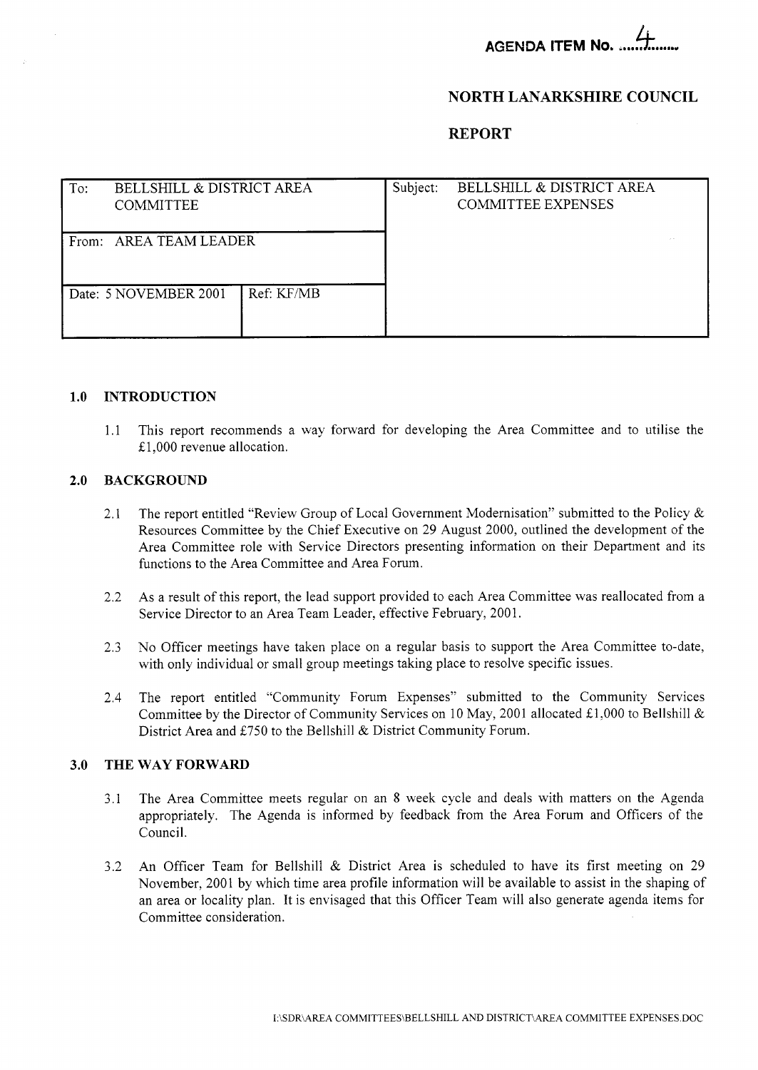**AGENDA ITEM No. 4**

**NORTH LANARKSHIRE COUNCIL**

**REPORT**

| To: BELLSHILL & DISTRICT AREA COMMITTEE | | Subject: BELLSHILL & DISTRICT AREA COMMITTEE EXPENSES |
|---|---|---|
| From: AREA TEAM LEADER | | |
| Date: 5 NOVEMBER 2001 | Ref: KF/MB | |

## 1.0 INTRODUCTION

1.1 This report recommends a way forward for developing the Area Committee and to utilise the £1,000 revenue allocation.

## 2.0 BACKGROUND

2.1 The report entitled "Review Group of Local Government Modernisation" submitted to the Policy & Resources Committee by the Chief Executive on 29 August 2000, outlined the development of the Area Committee role with Service Directors presenting information on their Department and its functions to the Area Committee and Area Forum.

2.2 As a result of this report, the lead support provided to each Area Committee was reallocated from a Service Director to an Area Team Leader, effective February, 2001.

2.3 No Officer meetings have taken place on a regular basis to support the Area Committee to-date, with only individual or small group meetings taking place to resolve specific issues.

2.4 The report entitled "Community Forum Expenses" submitted to the Community Services Committee by the Director of Community Services on 10 May, 2001 allocated £1,000 to Bellshill & District Area and £750 to the Bellshill & District Community Forum.

## 3.0 THE WAY FORWARD

3.1 The Area Committee meets regular on an 8 week cycle and deals with matters on the Agenda appropriately. The Agenda is informed by feedback from the Area Forum and Officers of the Council.

3.2 An Officer Team for Bellshill & District Area is scheduled to have its first meeting on 29 November, 2001 by which time area profile information will be available to assist in the shaping of an area or locality plan. It is envisaged that this Officer Team will also generate agenda items for Committee consideration.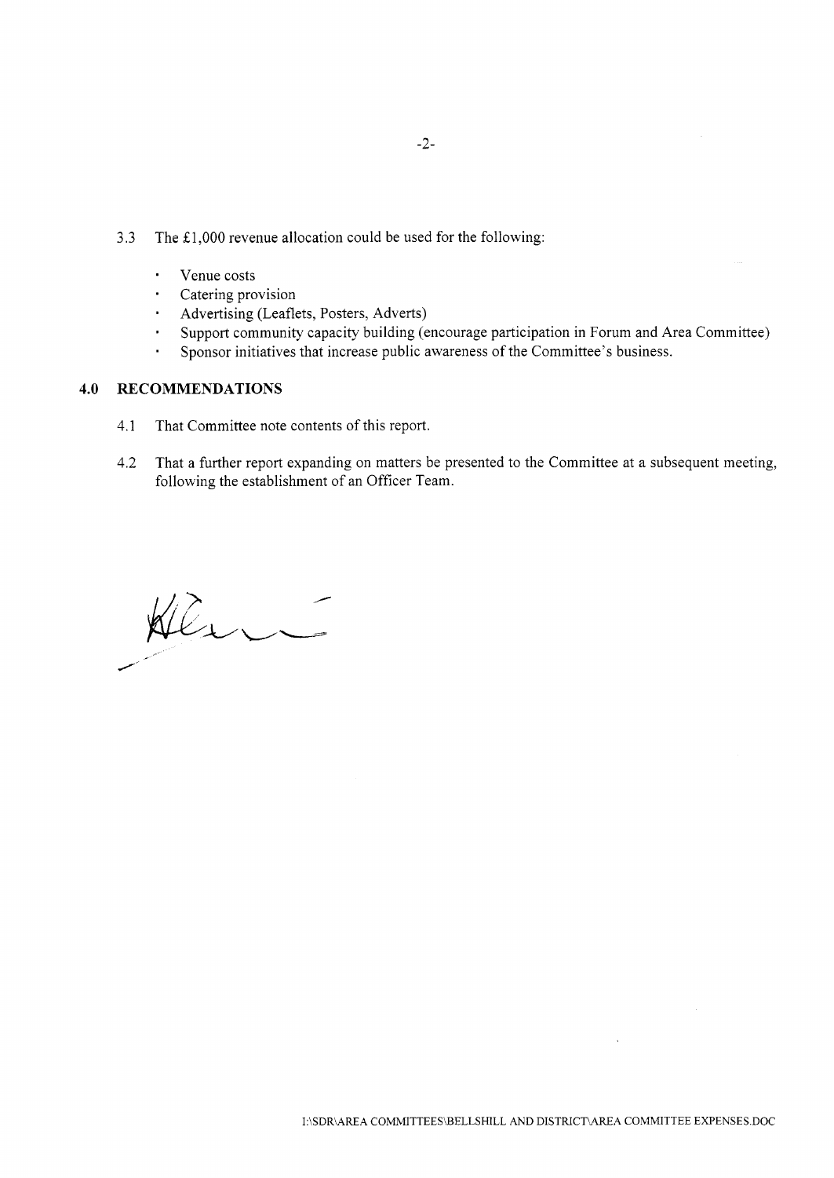3.3 The £1,000 revenue allocation could be used for the following:

- Venue costs
- Catering provision
- Advertising (Leaflets, Posters, Adverts)
- Support community capacity building (encourage participation in Forum and Area Committee)
- Sponsor initiatives that increase public awareness of the Committee's business.

## 4.0 RECOMMENDATIONS

4.1 That Committee note contents of this report.

4.2 That a further report expanding on matters be presented to the Committee at a subsequent meeting, following the establishment of an Officer Team.

I:\SDR\AREA COMMITTEES\BELLSHILL AND DISTRICT\AREA COMMITTEE EXPENSES.DOC